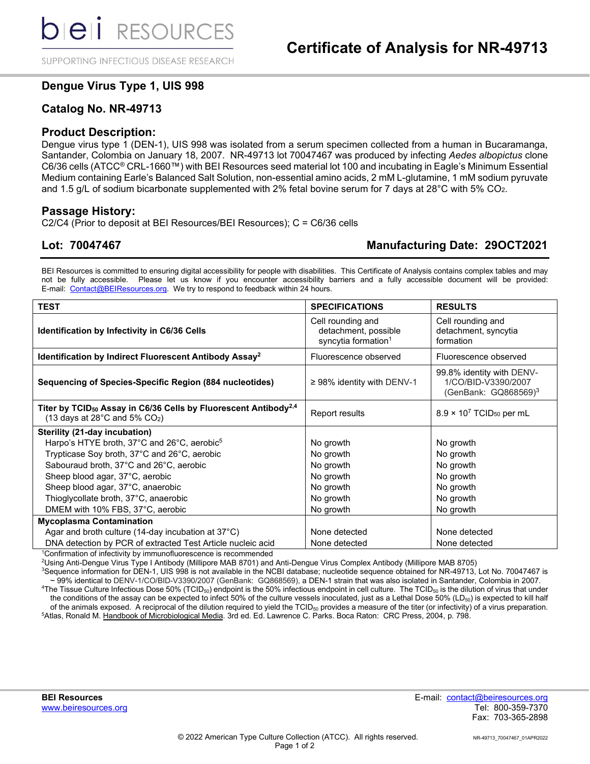# Certificate of Analysis for NR-49713

## Dengue Virus Type 1, UIS 998

## Catalog No. NR-49713

## Product Description:

Dengue virus type 1 (DEN-1), UIS 998 was isolated from a serum specimen collected from a human in Bucaramanga, Santander, Colombia on January 18, 2007. NR-49713 lot 70047467 was produced by infecting *Aedes albopictus* clone C6/36 cells (ATCC® CRL-1660™) with BEI Resources seed material lot 100 and incubating in Eagle's Minimum Essential Medium containing Earle's Balanced Salt Solution, non-essential amino acids, 2 mM L-glutamine, 1 mM sodium pyruvate and 1.5 g/L of sodium bicarbonate supplemented with 2% fetal bovine serum for 7 days at 28°C with 5% $CO_2$.

## Passage History:

C2/C4 (Prior to deposit at BEI Resources/BEI Resources); C = C6/36 cells

**Lot: 70047467** **Manufacturing Date: 29OCT2021**

BEI Resources is committed to ensuring digital accessibility for people with disabilities. This Certificate of Analysis contains complex tables and may not be fully accessible. Please let us know if you encounter accessibility barriers and a fully accessible document will be provided: E-mail: Contact@BEIResources.org. We try to respond to feedback within 24 hours.

| TEST | SPECIFICATIONS | RESULTS |
|---|---|---|
| **Identification by Infectivity in C6/36 Cells** | Cell rounding and detachment, possible syncytia formation[1] | Cell rounding and detachment, syncytia formation |
| **Identification by Indirect Fluorescent Antibody Assay[2]** | Fluorescence observed | Fluorescence observed |
| **Sequencing of Species-Specific Region (884 nucleotides)** | ≥ 98% identity with DENV-1 | 99.8% identity with DENV-1/CO/BID-V3390/2007 (GenBank: GQ868569)[3] |
| **Titer by $TCID_{50}$ Assay in C6/36 Cells by Fluorescent Antibody[2,4]** (13 days at 28°C and 5% $CO_2$) | Report results | $8.9 \times 10^7$ $TCID_{50}$ per mL |
| **Sterility (21-day incubation)** | | |
| Harpo's HTYE broth, 37°C and 26°C, aerobic[5] | No growth | No growth |
| Trypticase Soy broth, 37°C and 26°C, aerobic | No growth | No growth |
| Sabouraud broth, 37°C and 26°C, aerobic | No growth | No growth |
| Sheep blood agar, 37°C, aerobic | No growth | No growth |
| Sheep blood agar, 37°C, anaerobic | No growth | No growth |
| Thioglycollate broth, 37°C, anaerobic | No growth | No growth |
| DMEM with 10% FBS, 37°C, aerobic | No growth | No growth |
| **Mycoplasma Contamination** | | |
| Agar and broth culture (14-day incubation at 37°C) | None detected | None detected |
| DNA detection by PCR of extracted Test Article nucleic acid | None detected | None detected |

[1]Confirmation of infectivity by immunofluorescence is recommended
[2]Using Anti-Dengue Virus Type I Antibody (Millipore MAB 8701) and Anti-Dengue Virus Complex Antibody (Millipore MAB 8705)
[3]Sequence information for DEN-1, UIS 998 is not available in the NCBI database; nucleotide sequence obtained for NR-49713, Lot No. 70047467 is ~ 99% identical to DENV-1/CO/BID-V3390/2007 (GenBank: GQ868569), a DEN-1 strain that was also isolated in Santander, Colombia in 2007.
[4]The Tissue Culture Infectious Dose 50% ($TCID_{50}$) endpoint is the 50% infectious endpoint in cell culture. The $TCID_{50}$ is the dilution of virus that under the conditions of the assay can be expected to infect 50% of the culture vessels inoculated, just as a Lethal Dose 50% ($LD_{50}$) is expected to kill half of the animals exposed. A reciprocal of the dilution required to yield the $TCID_{50}$ provides a measure of the titer (or infectivity) of a virus preparation.
[5]Atlas, Ronald M. Handbook of Microbiological Media. 3rd ed. Ed. Lawrence C. Parks. Boca Raton: CRC Press, 2004, p. 798.

**BEI Resources**
www.beiresources.org

E-mail: contact@beiresources.org
Tel: 800-359-7370
Fax: 703-365-2898

© 2022 American Type Culture Collection (ATCC). All rights reserved.

NR-49713_70047467_01APR2022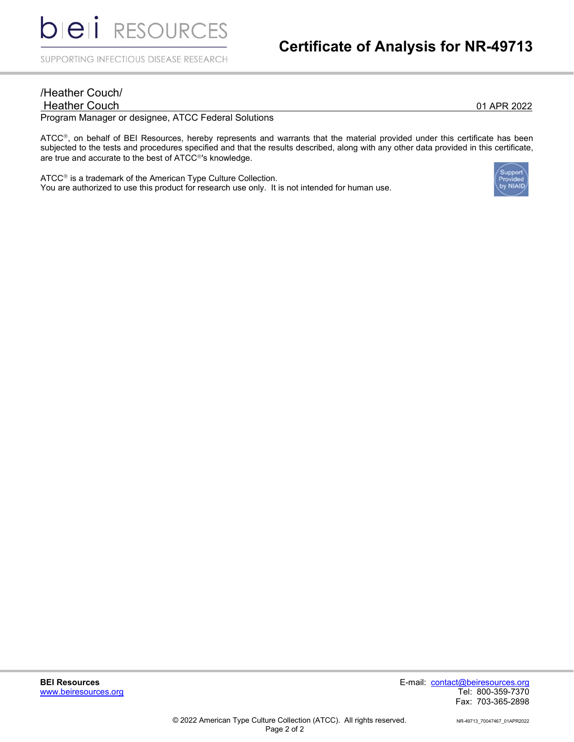/Heather Couch/
Heather Couch 01 APR 2022

Program Manager or designee, ATCC Federal Solutions

ATCC®, on behalf of BEI Resources, hereby represents and warrants that the material provided under this certificate has been subjected to the tests and procedures specified and that the results described, along with any other data provided in this certificate, are true and accurate to the best of ATCC®'s knowledge.

ATCC® is a trademark of the American Type Culture Collection.
You are authorized to use this product for research use only. It is not intended for human use.

**BEI Resources**
www.beiresources.org

E-mail: contact@beiresources.org
Tel: 800-359-7370
Fax: 703-365-2898

© 2022 American Type Culture Collection (ATCC). All rights reserved.

NR-49713_70047467_01APR2022